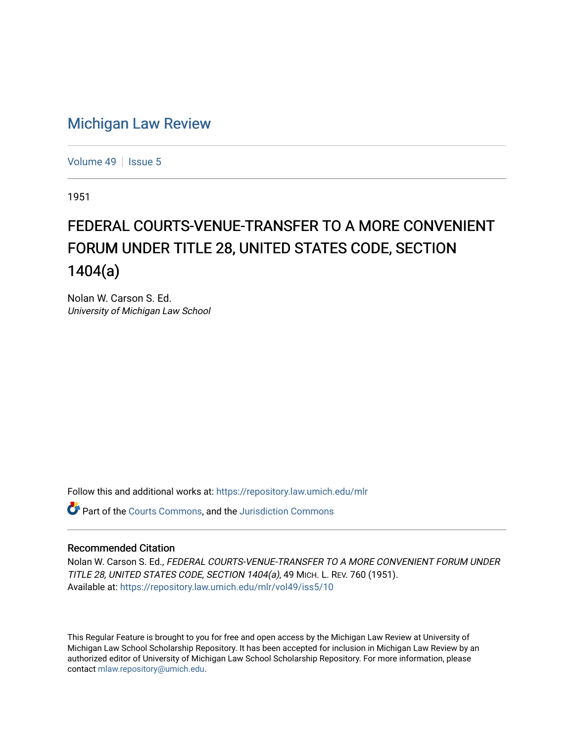# Michigan Law Review

Volume 49 | Issue 5

1951

## FEDERAL COURTS-VENUE-TRANSFER TO A MORE CONVENIENT FORUM UNDER TITLE 28, UNITED STATES CODE, SECTION 1404(a)

Nolan W. Carson S. Ed.
*University of Michigan Law School*

Follow this and additional works at: https://repository.law.umich.edu/mlr

Part of the Courts Commons, and the Jurisdiction Commons

### Recommended Citation

Nolan W. Carson S. Ed., *FEDERAL COURTS-VENUE-TRANSFER TO A MORE CONVENIENT FORUM UNDER TITLE 28, UNITED STATES CODE, SECTION 1404(a)*, 49 MICH. L. REV. 760 (1951).
Available at: https://repository.law.umich.edu/mlr/vol49/iss5/10

This Regular Feature is brought to you for free and open access by the Michigan Law Review at University of Michigan Law School Scholarship Repository. It has been accepted for inclusion in Michigan Law Review by an authorized editor of University of Michigan Law School Scholarship Repository. For more information, please contact mlaw.repository@umich.edu.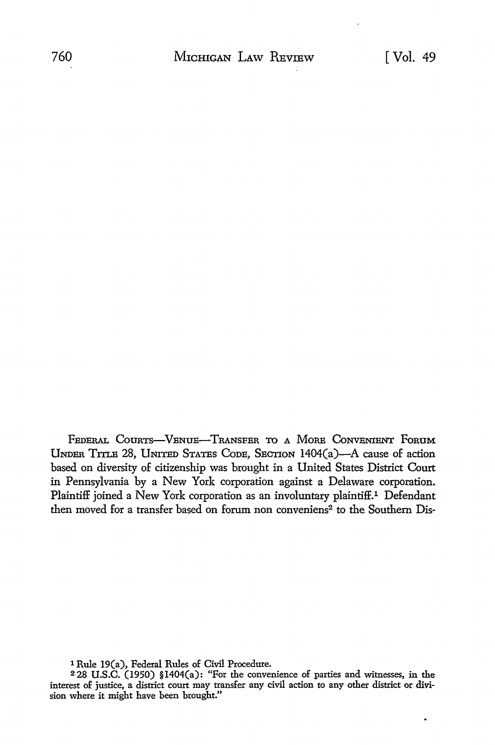FEDERAL COURTS—VENUE—TRANSFER TO A MORE CONVENIENT FORUM UNDER TITLE 28, UNITED STATES CODE, SECTION 1404(a)—A cause of action based on diversity of citizenship was brought in a United States District Court in Pennsylvania by a New York corporation against a Delaware corporation. Plaintiff joined a New York corporation as an involuntary plaintiff.[1] Defendant then moved for a transfer based on forum non conveniens[2] to the Southern Dis-

[1] Rule 19(a), Federal Rules of Civil Procedure.

[2] 28 U.S.C. (1950) §1404(a): "For the convenience of parties and witnesses, in the interest of justice, a district court may transfer any civil action to any other district or division where it might have been brought."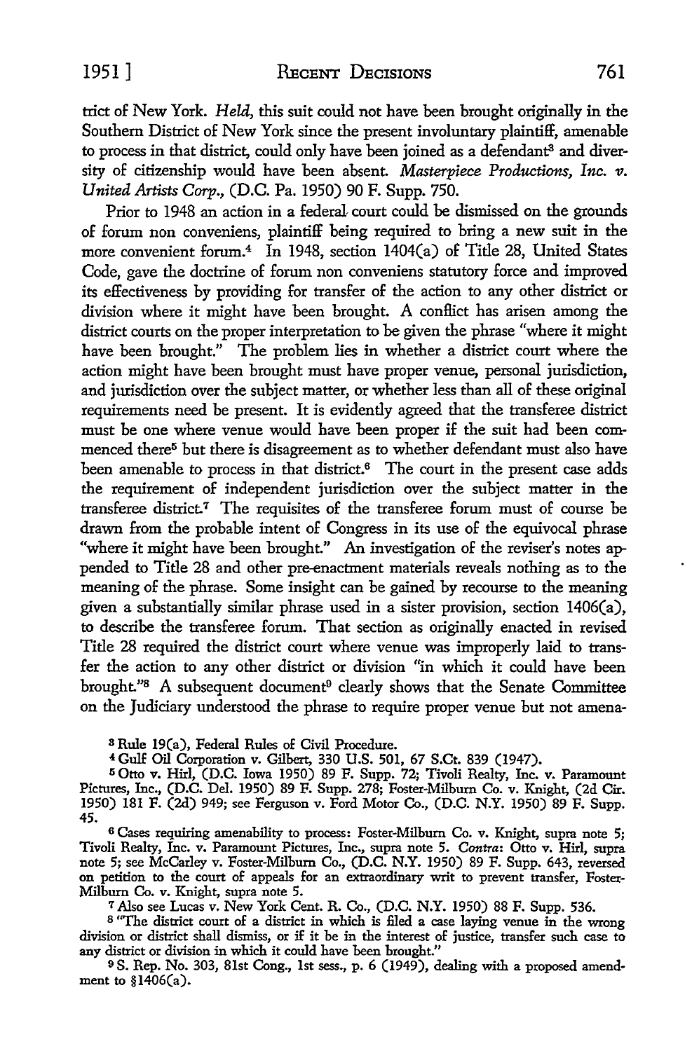trict of New York. *Held*, this suit could not have been brought originally in the Southern District of New York since the present involuntary plaintiff, amenable to process in that district, could only have been joined as a defendant[3] and diversity of citizenship would have been absent. *Masterpiece Productions, Inc. v. United Artists Corp.*, (D.C. Pa. 1950) 90 F. Supp. 750.

Prior to 1948 an action in a federal court could be dismissed on the grounds of forum non conveniens, plaintiff being required to bring a new suit in the more convenient forum.[4] In 1948, section 1404(a) of Title 28, United States Code, gave the doctrine of forum non conveniens statutory force and improved its effectiveness by providing for transfer of the action to any other district or division where it might have been brought. A conflict has arisen among the district courts on the proper interpretation to be given the phrase "where it might have been brought." The problem lies in whether a district court where the action might have been brought must have proper venue, personal jurisdiction, and jurisdiction over the subject matter, or whether less than all of these original requirements need be present. It is evidently agreed that the transferee district must be one where venue would have been proper if the suit had been commenced there[5] but there is disagreement as to whether defendant must also have been amenable to process in that district.[6] The court in the present case adds the requirement of independent jurisdiction over the subject matter in the transferee district.[7] The requisites of the transferee forum must of course be drawn from the probable intent of Congress in its use of the equivocal phrase "where it might have been brought." An investigation of the reviser's notes appended to Title 28 and other pre-enactment materials reveals nothing as to the meaning of the phrase. Some insight can be gained by recourse to the meaning given a substantially similar phrase used in a sister provision, section 1406(a), to describe the transferee forum. That section as originally enacted in revised Title 28 required the district court where venue was improperly laid to transfer the action to any other district or division "in which it could have been brought."[8] A subsequent document[9] clearly shows that the Senate Committee on the Judiciary understood the phrase to require proper venue but not amena-

[3] Rule 19(a), Federal Rules of Civil Procedure.

[4] Gulf Oil Corporation v. Gilbert, 330 U.S. 501, 67 S.Ct. 839 (1947).

[5] Otto v. Hirl, (D.C. Iowa 1950) 89 F. Supp. 72; Tivoli Realty, Inc. v. Paramount Pictures, Inc., (D.C. Del. 1950) 89 F. Supp. 278; Foster-Milburn Co. v. Knight, (2d Cir. 1950) 181 F. (2d) 949; see Ferguson v. Ford Motor Co., (D.C. N.Y. 1950) 89 F. Supp. 45.

[6] Cases requiring amenability to process: Foster-Milburn Co. v. Knight, supra note 5; Tivoli Realty, Inc. v. Paramount Pictures, Inc., supra note 5. *Contra*: Otto v. Hirl, supra note 5; see McCarley v. Foster-Milburn Co., (D.C. N.Y. 1950) 89 F. Supp. 643, reversed on petition to the court of appeals for an extraordinary writ to prevent transfer, Foster-Milburn Co. v. Knight, supra note 5.

[7] Also see Lucas v. New York Cent. R. Co., (D.C. N.Y. 1950) 88 F. Supp. 536.

[8] "The district court of a district in which is filed a case laying venue in the wrong division or district shall dismiss, or if it be in the interest of justice, transfer such case to any district or division in which it could have been brought."

[9] S. Rep. No. 303, 81st Cong., 1st sess., p. 6 (1949), dealing with a proposed amendment to §1406(a).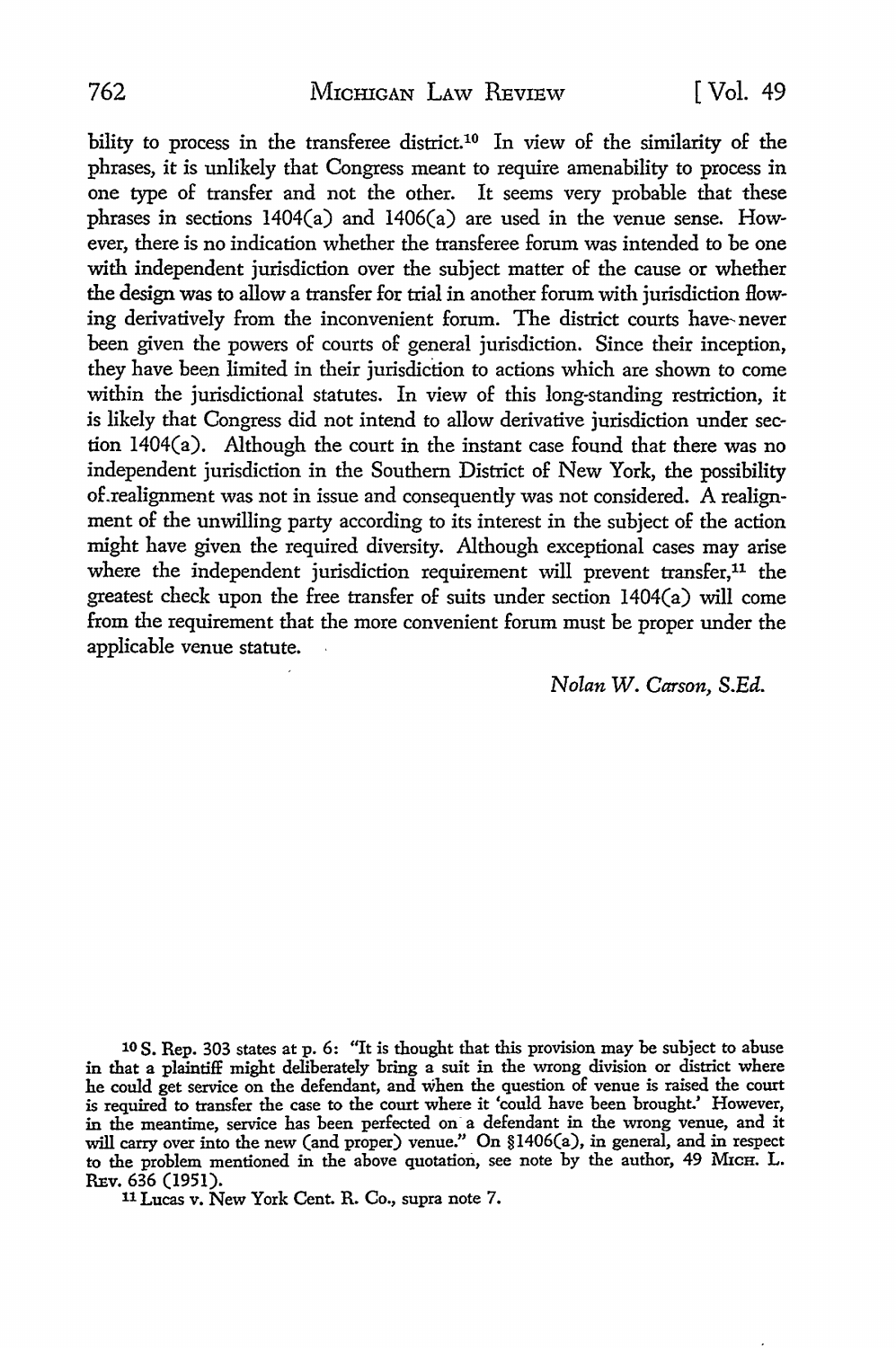bility to process in the transferee district.[10] In view of the similarity of the phrases, it is unlikely that Congress meant to require amenability to process in one type of transfer and not the other. It seems very probable that these phrases in sections 1404(a) and 1406(a) are used in the venue sense. However, there is no indication whether the transferee forum was intended to be one with independent jurisdiction over the subject matter of the cause or whether the design was to allow a transfer for trial in another forum with jurisdiction flowing derivatively from the inconvenient forum. The district courts have never been given the powers of courts of general jurisdiction. Since their inception, they have been limited in their jurisdiction to actions which are shown to come within the jurisdictional statutes. In view of this long-standing restriction, it is likely that Congress did not intend to allow derivative jurisdiction under section 1404(a). Although the court in the instant case found that there was no independent jurisdiction in the Southern District of New York, the possibility of realignment was not in issue and consequently was not considered. A realignment of the unwilling party according to its interest in the subject of the action might have given the required diversity. Although exceptional cases may arise where the independent jurisdiction requirement will prevent transfer,[11] the greatest check upon the free transfer of suits under section 1404(a) will come from the requirement that the more convenient forum must be proper under the applicable venue statute.

*Nolan W. Carson, S.Ed.*

---

[10] S. Rep. 303 states at p. 6: "It is thought that this provision may be subject to abuse in that a plaintiff might deliberately bring a suit in the wrong division or district where he could get service on the defendant, and when the question of venue is raised the court is required to transfer the case to the court where it 'could have been brought.' However, in the meantime, service has been perfected on a defendant in the wrong venue, and it will carry over into the new (and proper) venue." On §1406(a), in general, and in respect to the problem mentioned in the above quotation, see note by the author, 49 Mich. L. Rev. 636 (1951).

[11] Lucas v. New York Cent. R. Co., supra note 7.